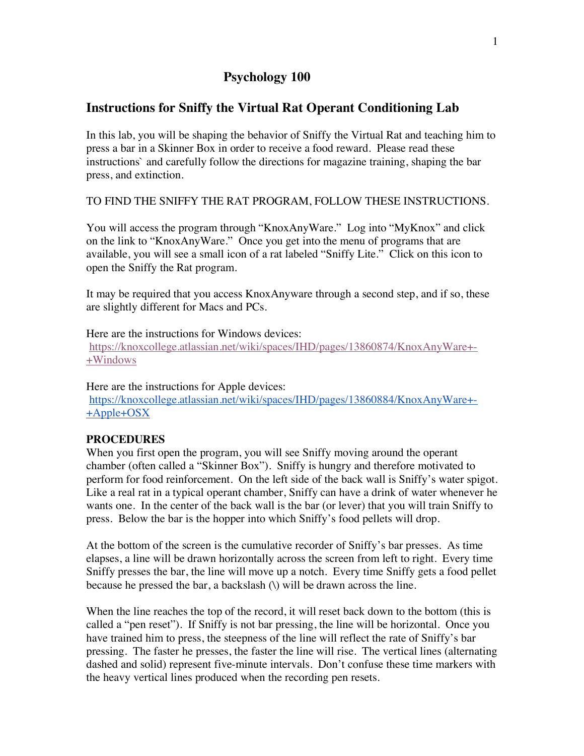# Psychology 100

## Instructions for Sniffy the Virtual Rat Operant Conditioning Lab

In this lab, you will be shaping the behavior of Sniffy the Virtual Rat and teaching him to press a bar in a Skinner Box in order to receive a food reward. Please read these instructions` and carefully follow the directions for magazine training, shaping the bar press, and extinction.

TO FIND THE SNIFFY THE RAT PROGRAM, FOLLOW THESE INSTRUCTIONS.

You will access the program through "KnoxAnyWare." Log into "MyKnox" and click on the link to "KnoxAnyWare." Once you get into the menu of programs that are available, you will see a small icon of a rat labeled "Sniffy Lite." Click on this icon to open the Sniffy the Rat program.

It may be required that you access KnoxAnyware through a second step, and if so, these are slightly different for Macs and PCs.

Here are the instructions for Windows devices:
[https://knoxcollege.atlassian.net/wiki/spaces/IHD/pages/13860874/KnoxAnyWare+-+Windows](https://knoxcollege.atlassian.net/wiki/spaces/IHD/pages/13860874/KnoxAnyWare+-+Windows)

Here are the instructions for Apple devices:
[https://knoxcollege.atlassian.net/wiki/spaces/IHD/pages/13860884/KnoxAnyWare+-+Apple+OSX](https://knoxcollege.atlassian.net/wiki/spaces/IHD/pages/13860884/KnoxAnyWare+-+Apple+OSX)

**PROCEDURES**

When you first open the program, you will see Sniffy moving around the operant chamber (often called a "Skinner Box"). Sniffy is hungry and therefore motivated to perform for food reinforcement. On the left side of the back wall is Sniffy's water spigot. Like a real rat in a typical operant chamber, Sniffy can have a drink of water whenever he wants one. In the center of the back wall is the bar (or lever) that you will train Sniffy to press. Below the bar is the hopper into which Sniffy's food pellets will drop.

At the bottom of the screen is the cumulative recorder of Sniffy's bar presses. As time elapses, a line will be drawn horizontally across the screen from left to right. Every time Sniffy presses the bar, the line will move up a notch. Every time Sniffy gets a food pellet because he pressed the bar, a backslash (\) will be drawn across the line.

When the line reaches the top of the record, it will reset back down to the bottom (this is called a "pen reset"). If Sniffy is not bar pressing, the line will be horizontal. Once you have trained him to press, the steepness of the line will reflect the rate of Sniffy's bar pressing. The faster he presses, the faster the line will rise. The vertical lines (alternating dashed and solid) represent five-minute intervals. Don't confuse these time markers with the heavy vertical lines produced when the recording pen resets.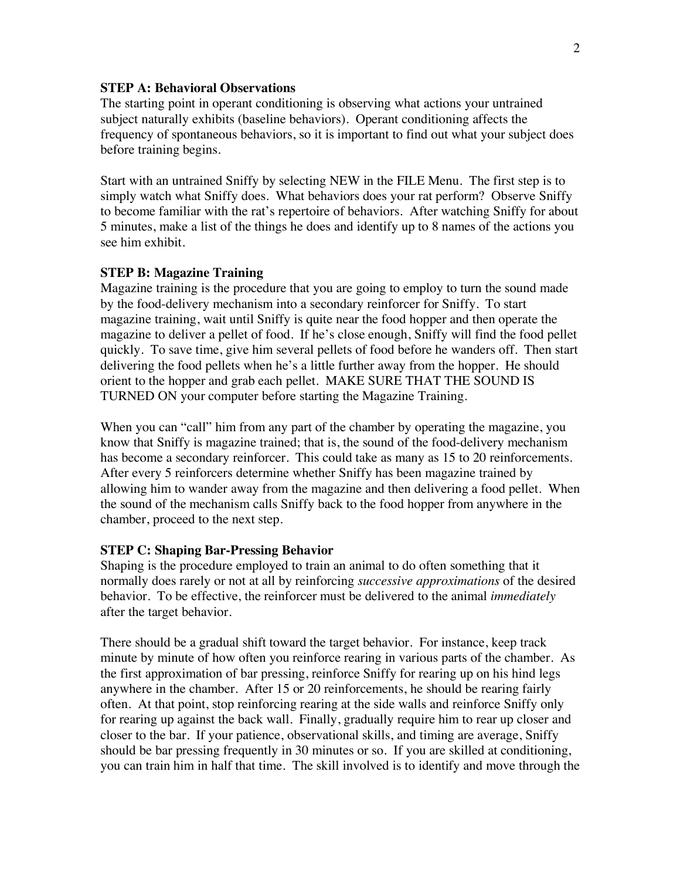**STEP A: Behavioral Observations**

The starting point in operant conditioning is observing what actions your untrained subject naturally exhibits (baseline behaviors). Operant conditioning affects the frequency of spontaneous behaviors, so it is important to find out what your subject does before training begins.

Start with an untrained Sniffy by selecting NEW in the FILE Menu. The first step is to simply watch what Sniffy does. What behaviors does your rat perform? Observe Sniffy to become familiar with the rat's repertoire of behaviors. After watching Sniffy for about 5 minutes, make a list of the things he does and identify up to 8 names of the actions you see him exhibit.

**STEP B: Magazine Training**

Magazine training is the procedure that you are going to employ to turn the sound made by the food-delivery mechanism into a secondary reinforcer for Sniffy. To start magazine training, wait until Sniffy is quite near the food hopper and then operate the magazine to deliver a pellet of food. If he's close enough, Sniffy will find the food pellet quickly. To save time, give him several pellets of food before he wanders off. Then start delivering the food pellets when he's a little further away from the hopper. He should orient to the hopper and grab each pellet. MAKE SURE THAT THE SOUND IS TURNED ON your computer before starting the Magazine Training.

When you can "call" him from any part of the chamber by operating the magazine, you know that Sniffy is magazine trained; that is, the sound of the food-delivery mechanism has become a secondary reinforcer. This could take as many as 15 to 20 reinforcements. After every 5 reinforcers determine whether Sniffy has been magazine trained by allowing him to wander away from the magazine and then delivering a food pellet. When the sound of the mechanism calls Sniffy back to the food hopper from anywhere in the chamber, proceed to the next step.

**STEP C: Shaping Bar-Pressing Behavior**

Shaping is the procedure employed to train an animal to do often something that it normally does rarely or not at all by reinforcing *successive approximations* of the desired behavior. To be effective, the reinforcer must be delivered to the animal *immediately* after the target behavior.

There should be a gradual shift toward the target behavior. For instance, keep track minute by minute of how often you reinforce rearing in various parts of the chamber. As the first approximation of bar pressing, reinforce Sniffy for rearing up on his hind legs anywhere in the chamber. After 15 or 20 reinforcements, he should be rearing fairly often. At that point, stop reinforcing rearing at the side walls and reinforce Sniffy only for rearing up against the back wall. Finally, gradually require him to rear up closer and closer to the bar. If your patience, observational skills, and timing are average, Sniffy should be bar pressing frequently in 30 minutes or so. If you are skilled at conditioning, you can train him in half that time. The skill involved is to identify and move through the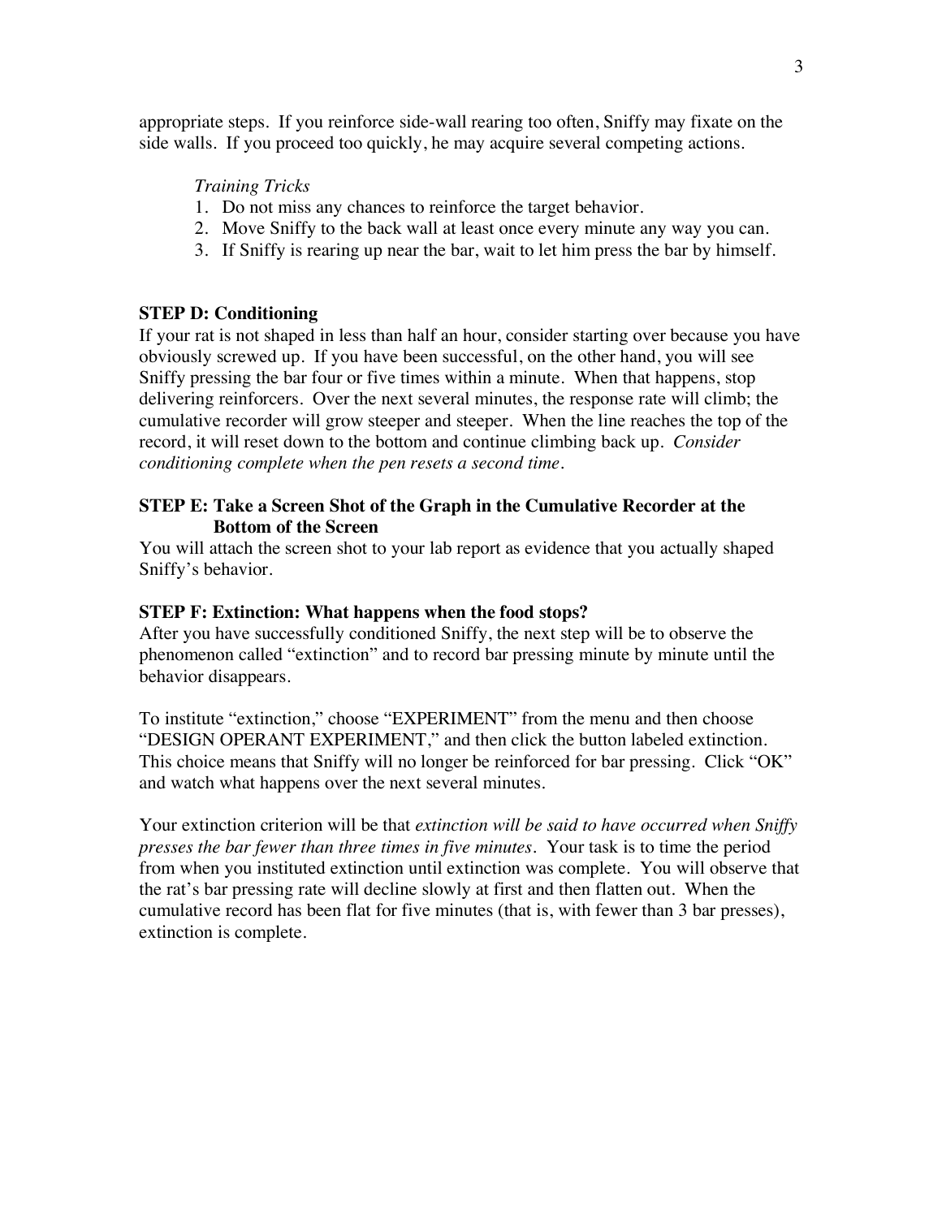appropriate steps. If you reinforce side-wall rearing too often, Sniffy may fixate on the side walls. If you proceed too quickly, he may acquire several competing actions.

*Training Tricks*

1. Do not miss any chances to reinforce the target behavior.
2. Move Sniffy to the back wall at least once every minute any way you can.
3. If Sniffy is rearing up near the bar, wait to let him press the bar by himself.

**STEP D: Conditioning**

If your rat is not shaped in less than half an hour, consider starting over because you have obviously screwed up. If you have been successful, on the other hand, you will see Sniffy pressing the bar four or five times within a minute. When that happens, stop delivering reinforcers. Over the next several minutes, the response rate will climb; the cumulative recorder will grow steeper and steeper. When the line reaches the top of the record, it will reset down to the bottom and continue climbing back up. *Consider conditioning complete when the pen resets a second time.*

**STEP E: Take a Screen Shot of the Graph in the Cumulative Recorder at the Bottom of the Screen**

You will attach the screen shot to your lab report as evidence that you actually shaped Sniffy's behavior.

**STEP F: Extinction: What happens when the food stops?**

After you have successfully conditioned Sniffy, the next step will be to observe the phenomenon called "extinction" and to record bar pressing minute by minute until the behavior disappears.

To institute "extinction," choose "EXPERIMENT" from the menu and then choose "DESIGN OPERANT EXPERIMENT," and then click the button labeled extinction. This choice means that Sniffy will no longer be reinforced for bar pressing. Click "OK" and watch what happens over the next several minutes.

Your extinction criterion will be that *extinction will be said to have occurred when Sniffy presses the bar fewer than three times in five minutes*. Your task is to time the period from when you instituted extinction until extinction was complete. You will observe that the rat's bar pressing rate will decline slowly at first and then flatten out. When the cumulative record has been flat for five minutes (that is, with fewer than 3 bar presses), extinction is complete.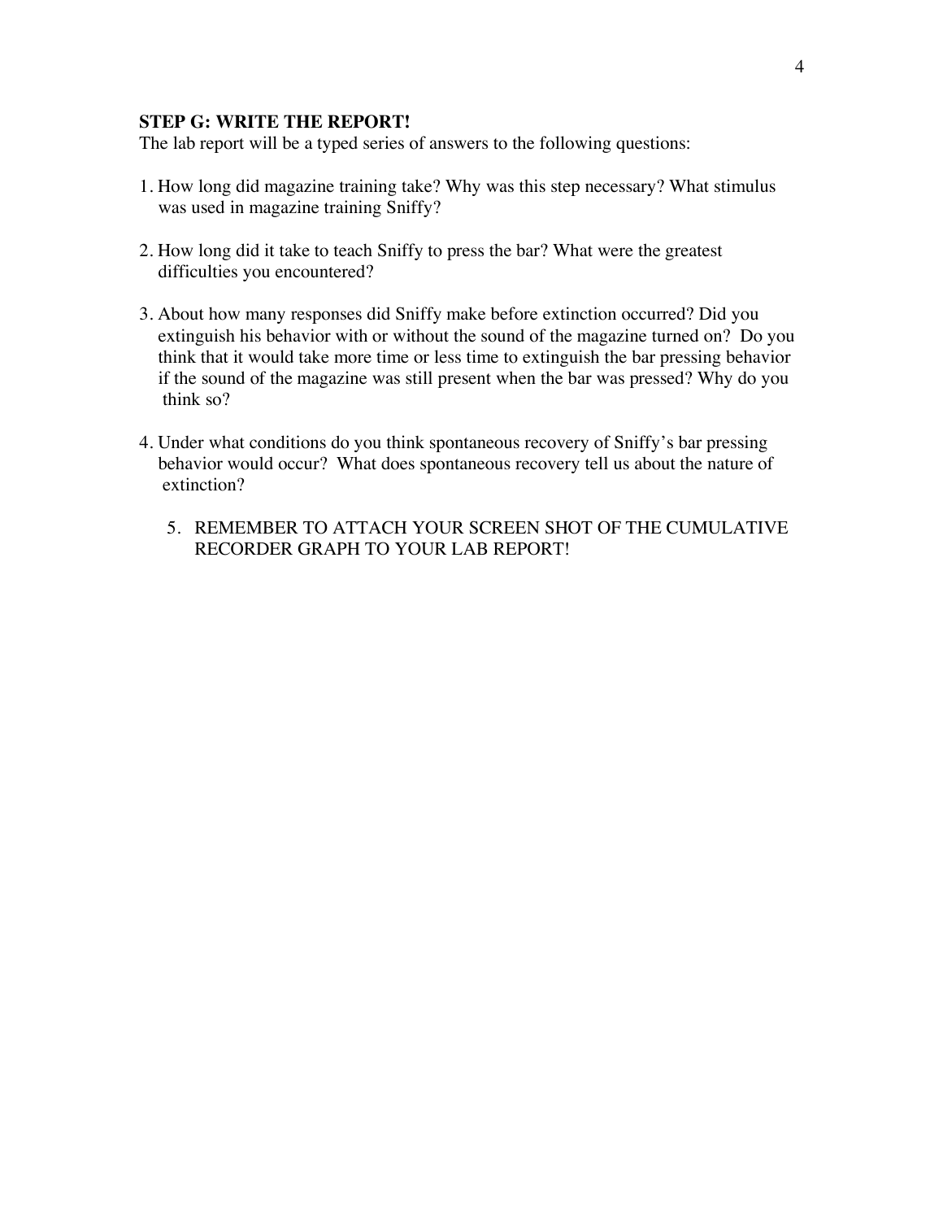**STEP G: WRITE THE REPORT!**

The lab report will be a typed series of answers to the following questions:

1. How long did magazine training take? Why was this step necessary? What stimulus was used in magazine training Sniffy?

2. How long did it take to teach Sniffy to press the bar? What were the greatest difficulties you encountered?

3. About how many responses did Sniffy make before extinction occurred? Did you extinguish his behavior with or without the sound of the magazine turned on? Do you think that it would take more time or less time to extinguish the bar pressing behavior if the sound of the magazine was still present when the bar was pressed? Why do you think so?

4. Under what conditions do you think spontaneous recovery of Sniffy's bar pressing behavior would occur? What does spontaneous recovery tell us about the nature of extinction?

5. REMEMBER TO ATTACH YOUR SCREEN SHOT OF THE CUMULATIVE RECORDER GRAPH TO YOUR LAB REPORT!